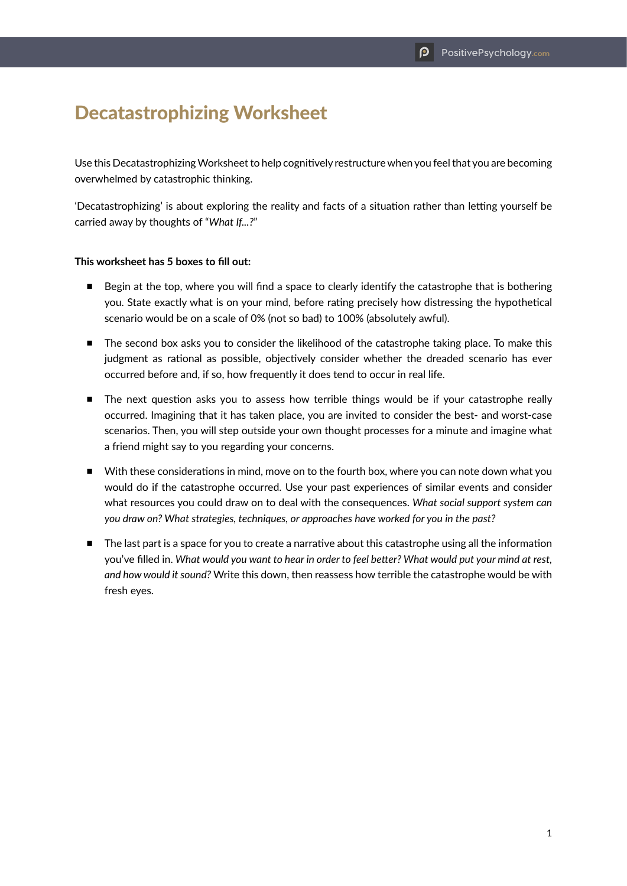# Decatastrophizing Worksheet

Use this Decatastrophizing Worksheet to help cognitively restructure when you feel that you are becoming overwhelmed by catastrophic thinking.

'Decatastrophizing' is about exploring the reality and facts of a situation rather than letting yourself be carried away by thoughts of "*What If…?*"

**This worksheet has 5 boxes to fill out:**

- Begin at the top, where you will find a space to clearly identify the catastrophe that is bothering you. State exactly what is on your mind, before rating precisely how distressing the hypothetical scenario would be on a scale of 0% (not so bad) to 100% (absolutely awful).
- The second box asks you to consider the likelihood of the catastrophe taking place. To make this judgment as rational as possible, objectively consider whether the dreaded scenario has ever occurred before and, if so, how frequently it does tend to occur in real life.
- The next question asks you to assess how terrible things would be if your catastrophe really occurred. Imagining that it has taken place, you are invited to consider the best- and worst-case scenarios. Then, you will step outside your own thought processes for a minute and imagine what a friend might say to you regarding your concerns.
- With these considerations in mind, move on to the fourth box, where you can note down what you would do if the catastrophe occurred. Use your past experiences of similar events and consider what resources you could draw on to deal with the consequences. *What social support system can you draw on? What strategies, techniques, or approaches have worked for you in the past?*
- The last part is a space for you to create a narrative about this catastrophe using all the information you've filled in. *What would you want to hear in order to feel better? What would put your mind at rest, and how would it sound?* Write this down, then reassess how terrible the catastrophe would be with fresh eyes.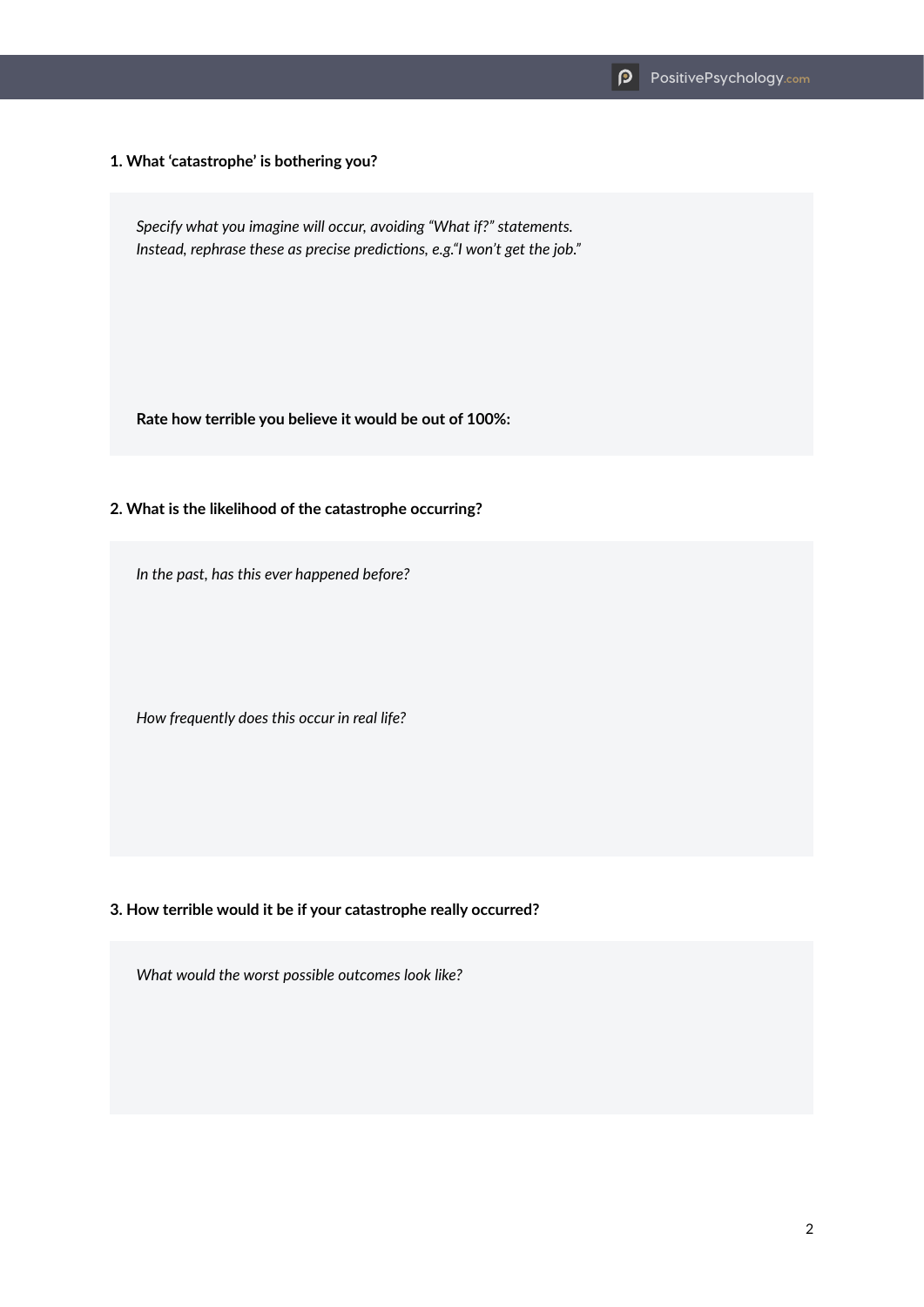**1. What 'catastrophe' is bothering you?**

*Specify what you imagine will occur, avoiding "What if?" statements. Instead, rephrase these as precise predictions, e.g."I won't get the job."*

**Rate how terrible you believe it would be out of 100%:**

**2. What is the likelihood of the catastrophe occurring?**

*In the past, has this ever happened before?*

*How frequently does this occur in real life?*

**3. How terrible would it be if your catastrophe really occurred?**

*What would the worst possible outcomes look like?*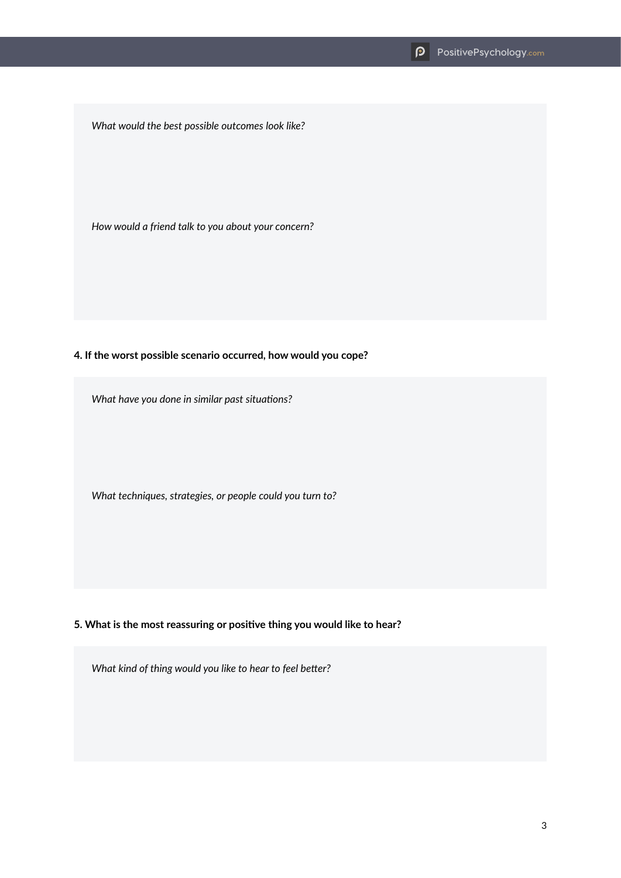*What would the best possible outcomes look like?*

*How would a friend talk to you about your concern?*

**4. If the worst possible scenario occurred, how would you cope?**

*What have you done in similar past situations?*

*What techniques, strategies, or people could you turn to?*

**5. What is the most reassuring or positive thing you would like to hear?**

*What kind of thing would you like to hear to feel better?*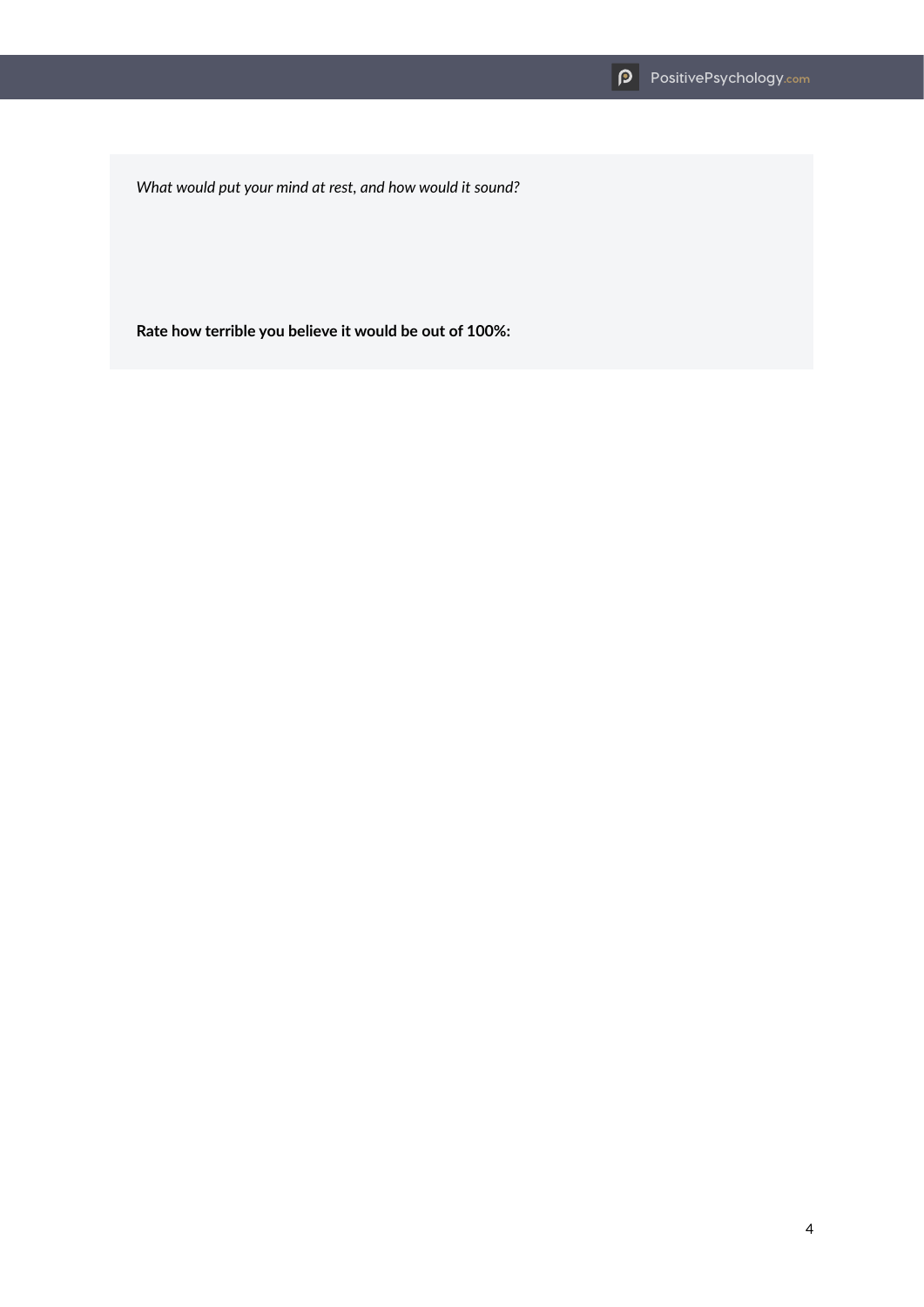*What would put your mind at rest, and how would it sound?*

**Rate how terrible you believe it would be out of 100%:**